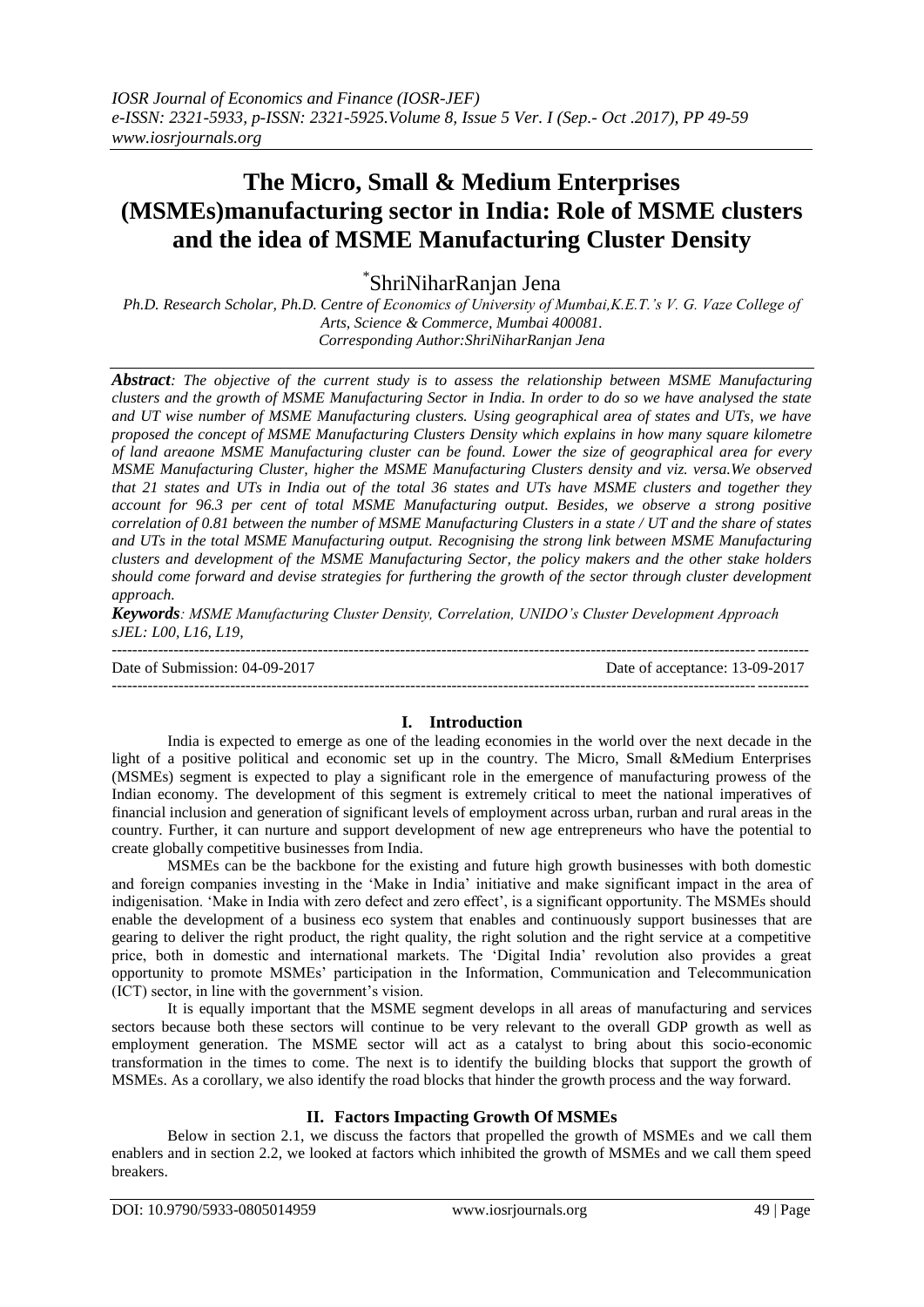# The Micro, Small & Medium Enterprises (MSMEs)manufacturing sector in India: Role of MSME clusters and the idea of MSME Manufacturing Cluster Density

*ShriNiharRanjan Jena

*Ph.D. Research Scholar, Ph.D. Centre of Economics of University of Mumbai,K.E.T.'s V. G. Vaze College of Arts, Science & Commerce, Mumbai 400081.*
*Corresponding Author:ShriNiharRanjan Jena*

***Abstract**: The objective of the current study is to assess the relationship between MSME Manufacturing clusters and the growth of MSME Manufacturing Sector in India. In order to do so we have analysed the state and UT wise number of MSME Manufacturing clusters. Using geographical area of states and UTs, we have proposed the concept of MSME Manufacturing Clusters Density which explains in how many square kilometre of land areaone MSME Manufacturing cluster can be found. Lower the size of geographical area for every MSME Manufacturing Cluster, higher the MSME Manufacturing Clusters density and viz. versa.We observed that 21 states and UTs in India out of the total 36 states and UTs have MSME clusters and together they account for 96.3 per cent of total MSME Manufacturing output. Besides, we observe a strong positive correlation of 0.81 between the number of MSME Manufacturing Clusters in a state / UT and the share of states and UTs in the total MSME Manufacturing output. Recognising the strong link between MSME Manufacturing clusters and development of the MSME Manufacturing Sector, the policy makers and the other stake holders should come forward and devise strategies for furthering the growth of the sector through cluster development approach.*

***Keywords**: MSME Manufacturing Cluster Density, Correlation, UNIDO's Cluster Development Approach*
*sJEL: L00, L16, L19,*

Date of Submission: 04-09-2017 Date of acceptance: 13-09-2017

## I. Introduction

India is expected to emerge as one of the leading economies in the world over the next decade in the light of a positive political and economic set up in the country. The Micro, Small &Medium Enterprises (MSMEs) segment is expected to play a significant role in the emergence of manufacturing prowess of the Indian economy. The development of this segment is extremely critical to meet the national imperatives of financial inclusion and generation of significant levels of employment across urban, rurban and rural areas in the country. Further, it can nurture and support development of new age entrepreneurs who have the potential to create globally competitive businesses from India.

MSMEs can be the backbone for the existing and future high growth businesses with both domestic and foreign companies investing in the 'Make in India' initiative and make significant impact in the area of indigenisation. 'Make in India with zero defect and zero effect', is a significant opportunity. The MSMEs should enable the development of a business eco system that enables and continuously support businesses that are gearing to deliver the right product, the right quality, the right solution and the right service at a competitive price, both in domestic and international markets. The 'Digital India' revolution also provides a great opportunity to promote MSMEs' participation in the Information, Communication and Telecommunication (ICT) sector, in line with the government's vision.

It is equally important that the MSME segment develops in all areas of manufacturing and services sectors because both these sectors will continue to be very relevant to the overall GDP growth as well as employment generation. The MSME sector will act as a catalyst to bring about this socio-economic transformation in the times to come. The next is to identify the building blocks that support the growth of MSMEs. As a corollary, we also identify the road blocks that hinder the growth process and the way forward.

## II. Factors Impacting Growth Of MSMEs

Below in section 2.1, we discuss the factors that propelled the growth of MSMEs and we call them enablers and in section 2.2, we looked at factors which inhibited the growth of MSMEs and we call them speed breakers.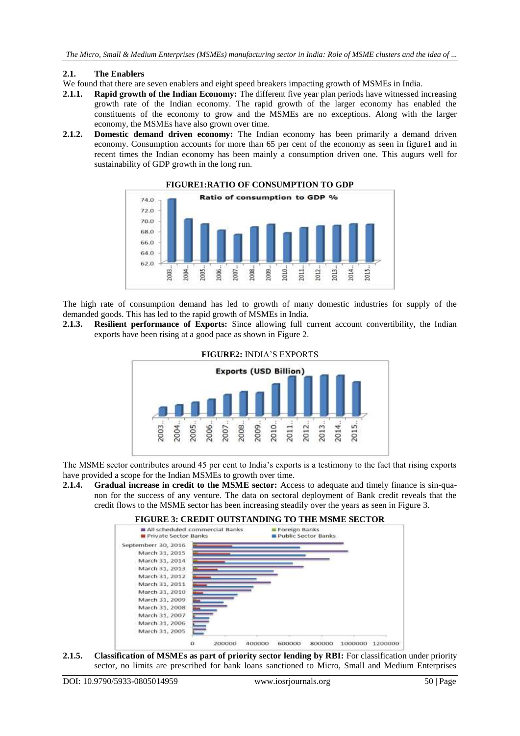### 2.1. The Enablers

We found that there are seven enablers and eight speed breakers impacting growth of MSMEs in India.

**2.1.1. Rapid growth of the Indian Economy:** The different five year plan periods have witnessed increasing growth rate of the Indian economy. The rapid growth of the larger economy has enabled the constituents of the economy to grow and the MSMEs are no exceptions. Along with the larger economy, the MSMEs have also grown over time.

**2.1.2. Domestic demand driven economy:** The Indian economy has been primarily a demand driven economy. Consumption accounts for more than 65 per cent of the economy as seen in figure1 and in recent times the Indian economy has been mainly a consumption driven one. This augurs well for sustainability of GDP growth in the long run.

**FIGURE1:RATIO OF CONSUMPTION TO GDP**

The high rate of consumption demand has led to growth of many domestic industries for supply of the demanded goods. This has led to the rapid growth of MSMEs in India.

**2.1.3. Resilient performance of Exports:** Since allowing full current account convertibility, the Indian exports have been rising at a good pace as shown in Figure 2.

**FIGURE2:** INDIA'S EXPORTS

The MSME sector contributes around 45 per cent to India's exports is a testimony to the fact that rising exports have provided a scope for the Indian MSMEs to growth over time.

**2.1.4. Gradual increase in credit to the MSME sector:** Access to adequate and timely finance is sin-qua-non for the success of any venture. The data on sectoral deployment of Bank credit reveals that the credit flows to the MSME sector has been increasing steadily over the years as seen in Figure 3.

**FIGURE 3: CREDIT OUTSTANDING TO THE MSME SECTOR**

**2.1.5. Classification of MSMEs as part of priority sector lending by RBI:** For classification under priority sector, no limits are prescribed for bank loans sanctioned to Micro, Small and Medium Enterprises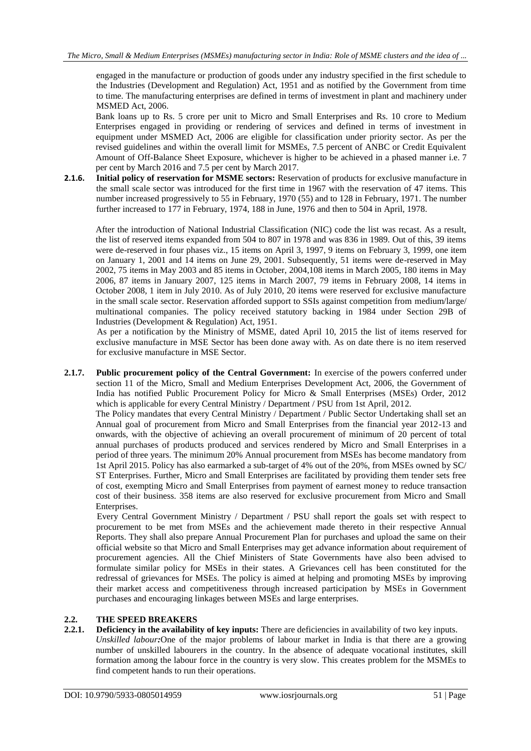engaged in the manufacture or production of goods under any industry specified in the first schedule to the Industries (Development and Regulation) Act, 1951 and as notified by the Government from time to time. The manufacturing enterprises are defined in terms of investment in plant and machinery under MSMED Act, 2006.

Bank loans up to Rs. 5 crore per unit to Micro and Small Enterprises and Rs. 10 crore to Medium Enterprises engaged in providing or rendering of services and defined in terms of investment in equipment under MSMED Act, 2006 are eligible for classification under priority sector. As per the revised guidelines and within the overall limit for MSMEs, 7.5 percent of ANBC or Credit Equivalent Amount of Off-Balance Sheet Exposure, whichever is higher to be achieved in a phased manner i.e. 7 per cent by March 2016 and 7.5 per cent by March 2017.

**2.1.6. Initial policy of reservation for MSME sectors:** Reservation of products for exclusive manufacture in the small scale sector was introduced for the first time in 1967 with the reservation of 47 items. This number increased progressively to 55 in February, 1970 (55) and to 128 in February, 1971. The number further increased to 177 in February, 1974, 188 in June, 1976 and then to 504 in April, 1978.

After the introduction of National Industrial Classification (NIC) code the list was recast. As a result, the list of reserved items expanded from 504 to 807 in 1978 and was 836 in 1989. Out of this, 39 items were de-reserved in four phases viz., 15 items on April 3, 1997, 9 items on February 3, 1999, one item on January 1, 2001 and 14 items on June 29, 2001. Subsequently, 51 items were de-reserved in May 2002, 75 items in May 2003 and 85 items in October, 2004,108 items in March 2005, 180 items in May 2006, 87 items in January 2007, 125 items in March 2007, 79 items in February 2008, 14 items in October 2008, 1 item in July 2010. As of July 2010, 20 items were reserved for exclusive manufacture in the small scale sector. Reservation afforded support to SSIs against competition from medium/large/ multinational companies. The policy received statutory backing in 1984 under Section 29B of Industries (Development & Regulation) Act, 1951.

As per a notification by the Ministry of MSME, dated April 10, 2015 the list of items reserved for exclusive manufacture in MSE Sector has been done away with. As on date there is no item reserved for exclusive manufacture in MSE Sector.

**2.1.7. Public procurement policy of the Central Government:** In exercise of the powers conferred under section 11 of the Micro, Small and Medium Enterprises Development Act, 2006, the Government of India has notified Public Procurement Policy for Micro & Small Enterprises (MSEs) Order, 2012 which is applicable for every Central Ministry / Department / PSU from 1st April, 2012.

The Policy mandates that every Central Ministry / Department / Public Sector Undertaking shall set an Annual goal of procurement from Micro and Small Enterprises from the financial year 2012-13 and onwards, with the objective of achieving an overall procurement of minimum of 20 percent of total annual purchases of products produced and services rendered by Micro and Small Enterprises in a period of three years. The minimum 20% Annual procurement from MSEs has become mandatory from 1st April 2015. Policy has also earmarked a sub-target of 4% out of the 20%, from MSEs owned by SC/ ST Enterprises. Further, Micro and Small Enterprises are facilitated by providing them tender sets free of cost, exempting Micro and Small Enterprises from payment of earnest money to reduce transaction cost of their business. 358 items are also reserved for exclusive procurement from Micro and Small Enterprises.

Every Central Government Ministry / Department / PSU shall report the goals set with respect to procurement to be met from MSEs and the achievement made thereto in their respective Annual Reports. They shall also prepare Annual Procurement Plan for purchases and upload the same on their official website so that Micro and Small Enterprises may get advance information about requirement of procurement agencies. All the Chief Ministers of State Governments have also been advised to formulate similar policy for MSEs in their states. A Grievances cell has been constituted for the redressal of grievances for MSEs. The policy is aimed at helping and promoting MSEs by improving their market access and competitiveness through increased participation by MSEs in Government purchases and encouraging linkages between MSEs and large enterprises.

## 2.2. THE SPEED BREAKERS

**2.2.1. Deficiency in the availability of key inputs:** There are deficiencies in availability of two key inputs.

***Unskilled labour:*** One of the major problems of labour market in India is that there are a growing number of unskilled labourers in the country. In the absence of adequate vocational institutes, skill formation among the labour force in the country is very slow. This creates problem for the MSMEs to find competent hands to run their operations.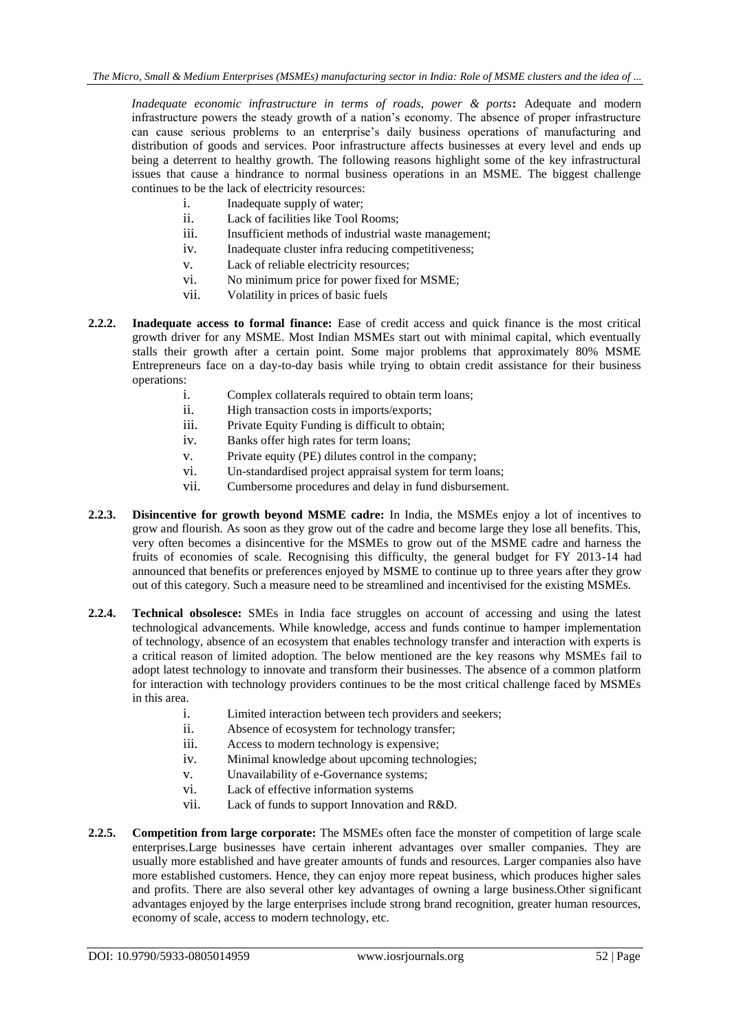*Inadequate economic infrastructure in terms of roads, power & ports***:** Adequate and modern infrastructure powers the steady growth of a nation's economy. The absence of proper infrastructure can cause serious problems to an enterprise's daily business operations of manufacturing and distribution of goods and services. Poor infrastructure affects businesses at every level and ends up being a deterrent to healthy growth. The following reasons highlight some of the key infrastructural issues that cause a hindrance to normal business operations in an MSME. The biggest challenge continues to be the lack of electricity resources:

i. Inadequate supply of water;
ii. Lack of facilities like Tool Rooms;
iii. Insufficient methods of industrial waste management;
iv. Inadequate cluster infra reducing competitiveness;
v. Lack of reliable electricity resources;
vi. No minimum price for power fixed for MSME;
vii. Volatility in prices of basic fuels

**2.2.2. Inadequate access to formal finance:** Ease of credit access and quick finance is the most critical growth driver for any MSME. Most Indian MSMEs start out with minimal capital, which eventually stalls their growth after a certain point. Some major problems that approximately 80% MSME Entrepreneurs face on a day-to-day basis while trying to obtain credit assistance for their business operations:

i. Complex collaterals required to obtain term loans;
ii. High transaction costs in imports/exports;
iii. Private Equity Funding is difficult to obtain;
iv. Banks offer high rates for term loans;
v. Private equity (PE) dilutes control in the company;
vi. Un-standardised project appraisal system for term loans;
vii. Cumbersome procedures and delay in fund disbursement.

**2.2.3. Disincentive for growth beyond MSME cadre:** In India, the MSMEs enjoy a lot of incentives to grow and flourish. As soon as they grow out of the cadre and become large they lose all benefits. This, very often becomes a disincentive for the MSMEs to grow out of the MSME cadre and harness the fruits of economies of scale. Recognising this difficulty, the general budget for FY 2013-14 had announced that benefits or preferences enjoyed by MSME to continue up to three years after they grow out of this category. Such a measure need to be streamlined and incentivised for the existing MSMEs.

**2.2.4. Technical obsolesce:** SMEs in India face struggles on account of accessing and using the latest technological advancements. While knowledge, access and funds continue to hamper implementation of technology, absence of an ecosystem that enables technology transfer and interaction with experts is a critical reason of limited adoption. The below mentioned are the key reasons why MSMEs fail to adopt latest technology to innovate and transform their businesses. The absence of a common platform for interaction with technology providers continues to be the most critical challenge faced by MSMEs in this area.

i. Limited interaction between tech providers and seekers;
ii. Absence of ecosystem for technology transfer;
iii. Access to modern technology is expensive;
iv. Minimal knowledge about upcoming technologies;
v. Unavailability of e-Governance systems;
vi. Lack of effective information systems
vii. Lack of funds to support Innovation and R&D.

**2.2.5. Competition from large corporate:** The MSMEs often face the monster of competition of large scale enterprises.Large businesses have certain inherent advantages over smaller companies. They are usually more established and have greater amounts of funds and resources. Larger companies also have more established customers. Hence, they can enjoy more repeat business, which produces higher sales and profits. There are also several other key advantages of owning a large business.Other significant advantages enjoyed by the large enterprises include strong brand recognition, greater human resources, economy of scale, access to modern technology, etc.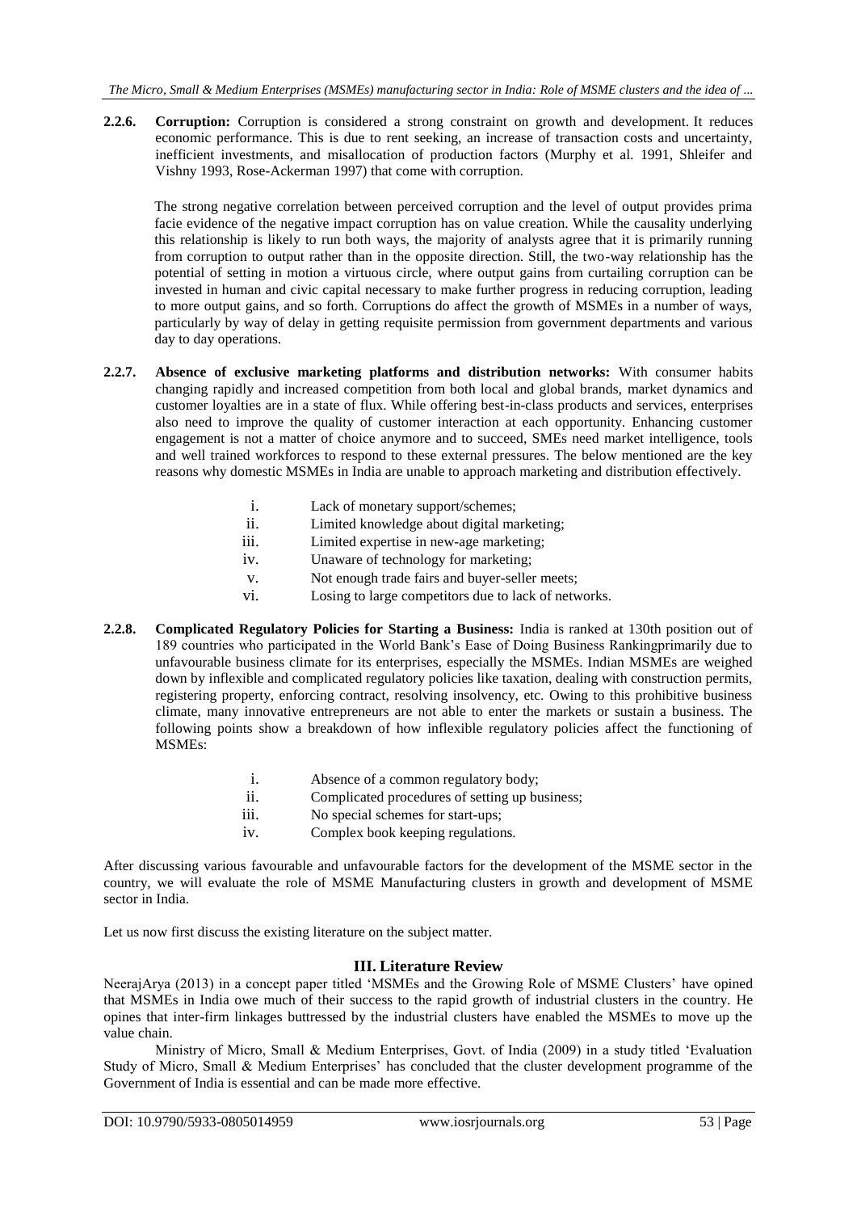**2.2.6. Corruption:** Corruption is considered a strong constraint on growth and development. It reduces economic performance. This is due to rent seeking, an increase of transaction costs and uncertainty, inefficient investments, and misallocation of production factors (Murphy et al. 1991, Shleifer and Vishny 1993, Rose-Ackerman 1997) that come with corruption.

The strong negative correlation between perceived corruption and the level of output provides prima facie evidence of the negative impact corruption has on value creation. While the causality underlying this relationship is likely to run both ways, the majority of analysts agree that it is primarily running from corruption to output rather than in the opposite direction. Still, the two-way relationship has the potential of setting in motion a virtuous circle, where output gains from curtailing corruption can be invested in human and civic capital necessary to make further progress in reducing corruption, leading to more output gains, and so forth. Corruptions do affect the growth of MSMEs in a number of ways, particularly by way of delay in getting requisite permission from government departments and various day to day operations.

**2.2.7. Absence of exclusive marketing platforms and distribution networks:** With consumer habits changing rapidly and increased competition from both local and global brands, market dynamics and customer loyalties are in a state of flux. While offering best-in-class products and services, enterprises also need to improve the quality of customer interaction at each opportunity. Enhancing customer engagement is not a matter of choice anymore and to succeed, SMEs need market intelligence, tools and well trained workforces to respond to these external pressures. The below mentioned are the key reasons why domestic MSMEs in India are unable to approach marketing and distribution effectively.

i. Lack of monetary support/schemes;
ii. Limited knowledge about digital marketing;
iii. Limited expertise in new-age marketing;
iv. Unaware of technology for marketing;
v. Not enough trade fairs and buyer-seller meets;
vi. Losing to large competitors due to lack of networks.

**2.2.8. Complicated Regulatory Policies for Starting a Business:** India is ranked at 130th position out of 189 countries who participated in the World Bank's Ease of Doing Business Rankingprimarily due to unfavourable business climate for its enterprises, especially the MSMEs. Indian MSMEs are weighed down by inflexible and complicated regulatory policies like taxation, dealing with construction permits, registering property, enforcing contract, resolving insolvency, etc. Owing to this prohibitive business climate, many innovative entrepreneurs are not able to enter the markets or sustain a business. The following points show a breakdown of how inflexible regulatory policies affect the functioning of MSMEs:

i. Absence of a common regulatory body;
ii. Complicated procedures of setting up business;
iii. No special schemes for start-ups;
iv. Complex book keeping regulations.

After discussing various favourable and unfavourable factors for the development of the MSME sector in the country, we will evaluate the role of MSME Manufacturing clusters in growth and development of MSME sector in India.

Let us now first discuss the existing literature on the subject matter.

## III. Literature Review

NeerajArya (2013) in a concept paper titled 'MSMEs and the Growing Role of MSME Clusters' have opined that MSMEs in India owe much of their success to the rapid growth of industrial clusters in the country. He opines that inter-firm linkages buttressed by the industrial clusters have enabled the MSMEs to move up the value chain.

Ministry of Micro, Small & Medium Enterprises, Govt. of India (2009) in a study titled 'Evaluation Study of Micro, Small & Medium Enterprises' has concluded that the cluster development programme of the Government of India is essential and can be made more effective.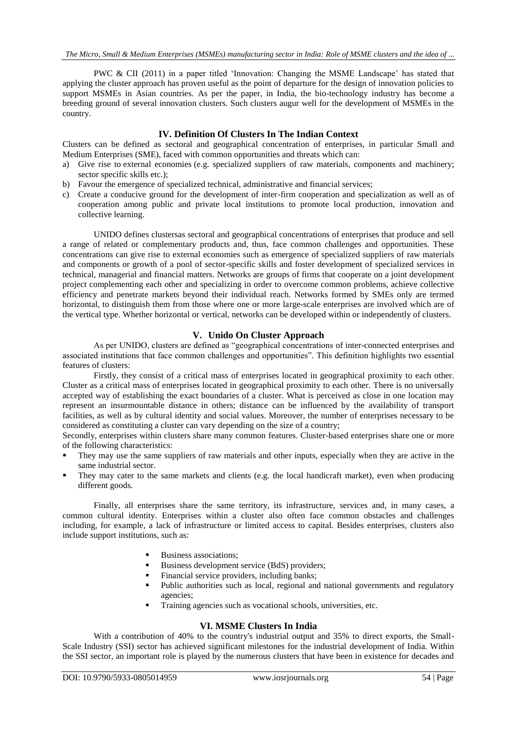PWC & CII (2011) in a paper titled 'Innovation: Changing the MSME Landscape' has stated that applying the cluster approach has proven useful as the point of departure for the design of innovation policies to support MSMEs in Asian countries. As per the paper, in India, the bio-technology industry has become a breeding ground of several innovation clusters. Such clusters augur well for the development of MSMEs in the country.

## IV. Definition Of Clusters In The Indian Context

Clusters can be defined as sectoral and geographical concentration of enterprises, in particular Small and Medium Enterprises (SME), faced with common opportunities and threats which can:

a) Give rise to external economies (e.g. specialized suppliers of raw materials, components and machinery; sector specific skills etc.);
b) Favour the emergence of specialized technical, administrative and financial services;
c) Create a conducive ground for the development of inter-firm cooperation and specialization as well as of cooperation among public and private local institutions to promote local production, innovation and collective learning.

UNIDO defines clustersas sectoral and geographical concentrations of enterprises that produce and sell a range of related or complementary products and, thus, face common challenges and opportunities. These concentrations can give rise to external economies such as emergence of specialized suppliers of raw materials and components or growth of a pool of sector-specific skills and foster development of specialized services in technical, managerial and financial matters. Networks are groups of firms that cooperate on a joint development project complementing each other and specializing in order to overcome common problems, achieve collective efficiency and penetrate markets beyond their individual reach. Networks formed by SMEs only are termed horizontal, to distinguish them from those where one or more large-scale enterprises are involved which are of the vertical type. Whether horizontal or vertical, networks can be developed within or independently of clusters.

## V. Unido On Cluster Approach

As per UNIDO, clusters are defined as "geographical concentrations of inter-connected enterprises and associated institutions that face common challenges and opportunities". This definition highlights two essential features of clusters:

Firstly, they consist of a critical mass of enterprises located in geographical proximity to each other. Cluster as a critical mass of enterprises located in geographical proximity to each other. There is no universally accepted way of establishing the exact boundaries of a cluster. What is perceived as close in one location may represent an insurmountable distance in others; distance can be influenced by the availability of transport facilities, as well as by cultural identity and social values. Moreover, the number of enterprises necessary to be considered as constituting a cluster can vary depending on the size of a country;

Secondly, enterprises within clusters share many common features. Cluster-based enterprises share one or more of the following characteristics:

- They may use the same suppliers of raw materials and other inputs, especially when they are active in the same industrial sector.
- They may cater to the same markets and clients (e.g. the local handicraft market), even when producing different goods.

Finally, all enterprises share the same territory, its infrastructure, services and, in many cases, a common cultural identity. Enterprises within a cluster also often face common obstacles and challenges including, for example, a lack of infrastructure or limited access to capital. Besides enterprises, clusters also include support institutions, such as:

- Business associations;
- Business development service (BdS) providers;
- Financial service providers, including banks;
- Public authorities such as local, regional and national governments and regulatory agencies;
- Training agencies such as vocational schools, universities, etc.

## VI. MSME Clusters In India

With a contribution of 40% to the country's industrial output and 35% to direct exports, the Small-Scale Industry (SSI) sector has achieved significant milestones for the industrial development of India. Within the SSI sector, an important role is played by the numerous clusters that have been in existence for decades and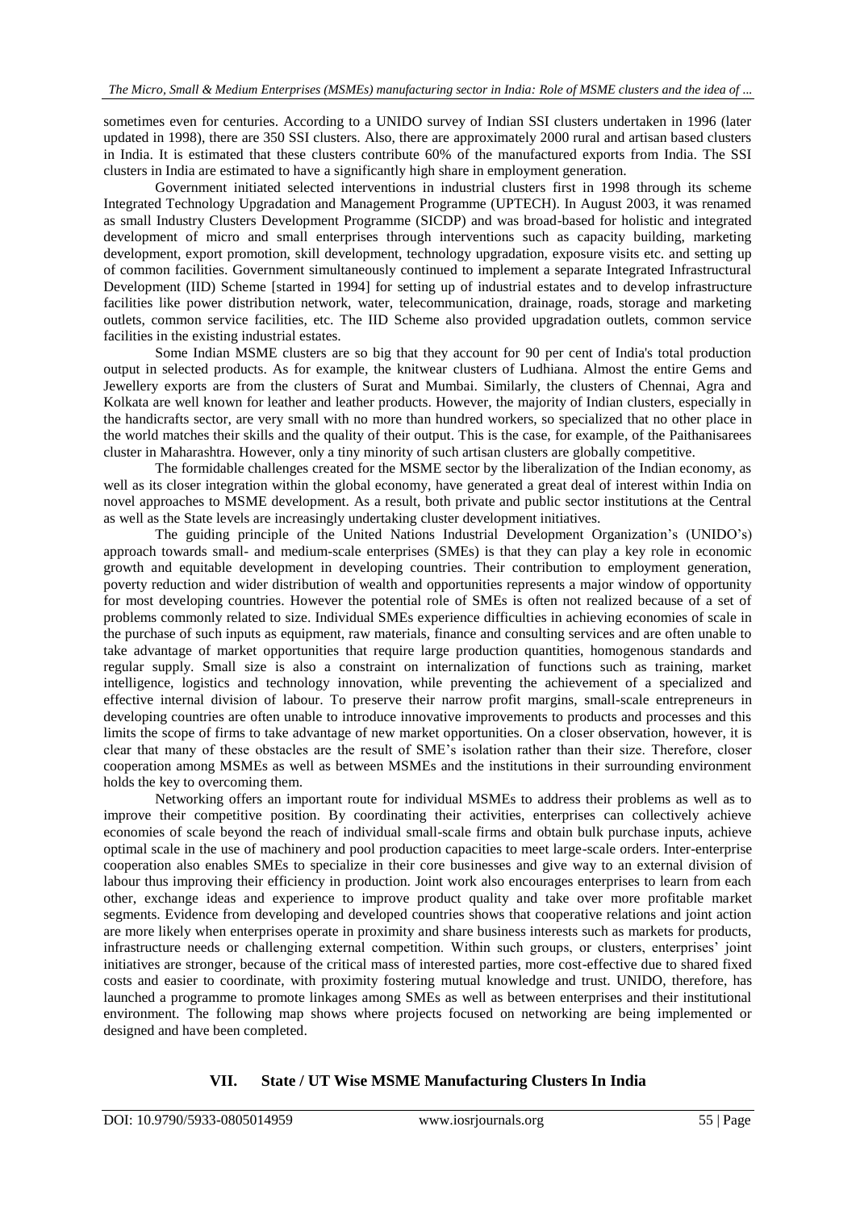sometimes even for centuries. According to a UNIDO survey of Indian SSI clusters undertaken in 1996 (later updated in 1998), there are 350 SSI clusters. Also, there are approximately 2000 rural and artisan based clusters in India. It is estimated that these clusters contribute 60% of the manufactured exports from India. The SSI clusters in India are estimated to have a significantly high share in employment generation.

Government initiated selected interventions in industrial clusters first in 1998 through its scheme Integrated Technology Upgradation and Management Programme (UPTECH). In August 2003, it was renamed as small Industry Clusters Development Programme (SICDP) and was broad-based for holistic and integrated development of micro and small enterprises through interventions such as capacity building, marketing development, export promotion, skill development, technology upgradation, exposure visits etc. and setting up of common facilities. Government simultaneously continued to implement a separate Integrated Infrastructural Development (IID) Scheme [started in 1994] for setting up of industrial estates and to develop infrastructure facilities like power distribution network, water, telecommunication, drainage, roads, storage and marketing outlets, common service facilities, etc. The IID Scheme also provided upgradation outlets, common service facilities in the existing industrial estates.

Some Indian MSME clusters are so big that they account for 90 per cent of India's total production output in selected products. As for example, the knitwear clusters of Ludhiana. Almost the entire Gems and Jewellery exports are from the clusters of Surat and Mumbai. Similarly, the clusters of Chennai, Agra and Kolkata are well known for leather and leather products. However, the majority of Indian clusters, especially in the handicrafts sector, are very small with no more than hundred workers, so specialized that no other place in the world matches their skills and the quality of their output. This is the case, for example, of the Paithanisarees cluster in Maharashtra. However, only a tiny minority of such artisan clusters are globally competitive.

The formidable challenges created for the MSME sector by the liberalization of the Indian economy, as well as its closer integration within the global economy, have generated a great deal of interest within India on novel approaches to MSME development. As a result, both private and public sector institutions at the Central as well as the State levels are increasingly undertaking cluster development initiatives.

The guiding principle of the United Nations Industrial Development Organization's (UNIDO's) approach towards small- and medium-scale enterprises (SMEs) is that they can play a key role in economic growth and equitable development in developing countries. Their contribution to employment generation, poverty reduction and wider distribution of wealth and opportunities represents a major window of opportunity for most developing countries. However the potential role of SMEs is often not realized because of a set of problems commonly related to size. Individual SMEs experience difficulties in achieving economies of scale in the purchase of such inputs as equipment, raw materials, finance and consulting services and are often unable to take advantage of market opportunities that require large production quantities, homogenous standards and regular supply. Small size is also a constraint on internalization of functions such as training, market intelligence, logistics and technology innovation, while preventing the achievement of a specialized and effective internal division of labour. To preserve their narrow profit margins, small-scale entrepreneurs in developing countries are often unable to introduce innovative improvements to products and processes and this limits the scope of firms to take advantage of new market opportunities. On a closer observation, however, it is clear that many of these obstacles are the result of SME's isolation rather than their size. Therefore, closer cooperation among MSMEs as well as between MSMEs and the institutions in their surrounding environment holds the key to overcoming them.

Networking offers an important route for individual MSMEs to address their problems as well as to improve their competitive position. By coordinating their activities, enterprises can collectively achieve economies of scale beyond the reach of individual small-scale firms and obtain bulk purchase inputs, achieve optimal scale in the use of machinery and pool production capacities to meet large-scale orders. Inter-enterprise cooperation also enables SMEs to specialize in their core businesses and give way to an external division of labour thus improving their efficiency in production. Joint work also encourages enterprises to learn from each other, exchange ideas and experience to improve product quality and take over more profitable market segments. Evidence from developing and developed countries shows that cooperative relations and joint action are more likely when enterprises operate in proximity and share business interests such as markets for products, infrastructure needs or challenging external competition. Within such groups, or clusters, enterprises' joint initiatives are stronger, because of the critical mass of interested parties, more cost-effective due to shared fixed costs and easier to coordinate, with proximity fostering mutual knowledge and trust. UNIDO, therefore, has launched a programme to promote linkages among SMEs as well as between enterprises and their institutional environment. The following map shows where projects focused on networking are being implemented or designed and have been completed.

## VII. State / UT Wise MSME Manufacturing Clusters In India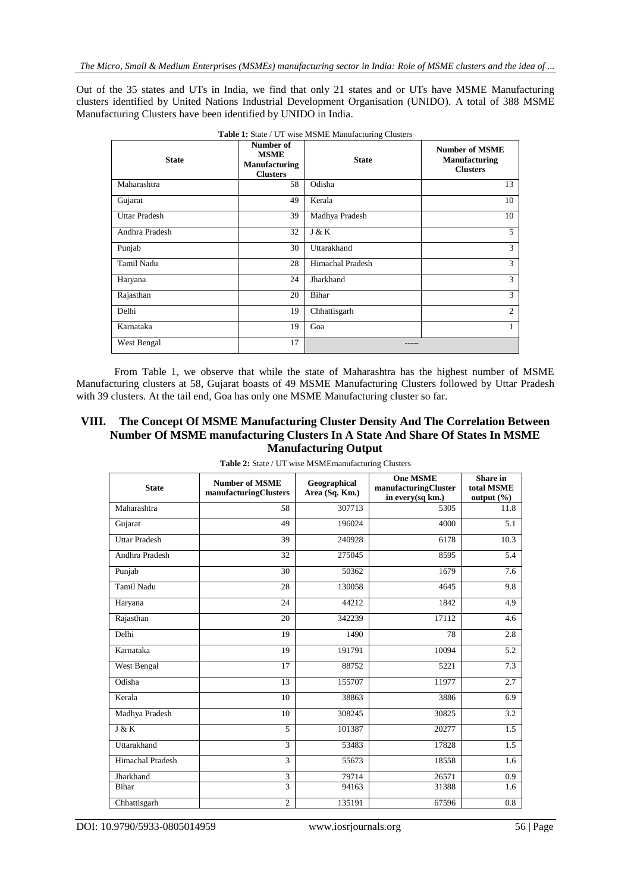Out of the 35 states and UTs in India, we find that only 21 states and or UTs have MSME Manufacturing clusters identified by United Nations Industrial Development Organisation (UNIDO). A total of 388 MSME Manufacturing Clusters have been identified by UNIDO in India.

**Table 1:** State / UT wise MSME Manufacturing Clusters

| State | Number of MSME Manufacturing Clusters | State | Number of MSME Manufacturing Clusters |
|---|---|---|---|
| Maharashtra | 58 | Odisha | 13 |
| Gujarat | 49 | Kerala | 10 |
| Uttar Pradesh | 39 | Madhya Pradesh | 10 |
| Andhra Pradesh | 32 | J & K | 5 |
| Punjab | 30 | Uttarakhand | 3 |
| Tamil Nadu | 28 | Himachal Pradesh | 3 |
| Haryana | 24 | Jharkhand | 3 |
| Rajasthan | 20 | Bihar | 3 |
| Delhi | 19 | Chhattisgarh | 2 |
| Karnataka | 19 | Goa | 1 |
| West Bengal | 17 | ----- | |

From Table 1, we observe that while the state of Maharashtra has the highest number of MSME Manufacturing clusters at 58, Gujarat boasts of 49 MSME Manufacturing Clusters followed by Uttar Pradesh with 39 clusters. At the tail end, Goa has only one MSME Manufacturing cluster so far.

## VIII. The Concept Of MSME Manufacturing Cluster Density And The Correlation Between Number Of MSME manufacturing Clusters In A State And Share Of States In MSME Manufacturing Output

**Table 2:** State / UT wise MSMEmanufacturing Clusters

| State | Number of MSME manufacturingClusters | Geographical Area (Sq. Km.) | One MSME manufacturingCluster in every(sq km.) | Share in total MSME output (%) |
|---|---|---|---|---|
| Maharashtra | 58 | 307713 | 5305 | 11.8 |
| Gujarat | 49 | 196024 | 4000 | 5.1 |
| Uttar Pradesh | 39 | 240928 | 6178 | 10.3 |
| Andhra Pradesh | 32 | 275045 | 8595 | 5.4 |
| Punjab | 30 | 50362 | 1679 | 7.6 |
| Tamil Nadu | 28 | 130058 | 4645 | 9.8 |
| Haryana | 24 | 44212 | 1842 | 4.9 |
| Rajasthan | 20 | 342239 | 17112 | 4.6 |
| Delhi | 19 | 1490 | 78 | 2.8 |
| Karnataka | 19 | 191791 | 10094 | 5.2 |
| West Bengal | 17 | 88752 | 5221 | 7.3 |
| Odisha | 13 | 155707 | 11977 | 2.7 |
| Kerala | 10 | 38863 | 3886 | 6.9 |
| Madhya Pradesh | 10 | 308245 | 30825 | 3.2 |
| J & K | 5 | 101387 | 20277 | 1.5 |
| Uttarakhand | 3 | 53483 | 17828 | 1.5 |
| Himachal Pradesh | 3 | 55673 | 18558 | 1.6 |
| Jharkhand | 3 | 79714 | 26571 | 0.9 |
| Bihar | 3 | 94163 | 31388 | 1.6 |
| Chhattisgarh | 2 | 135191 | 67596 | 0.8 |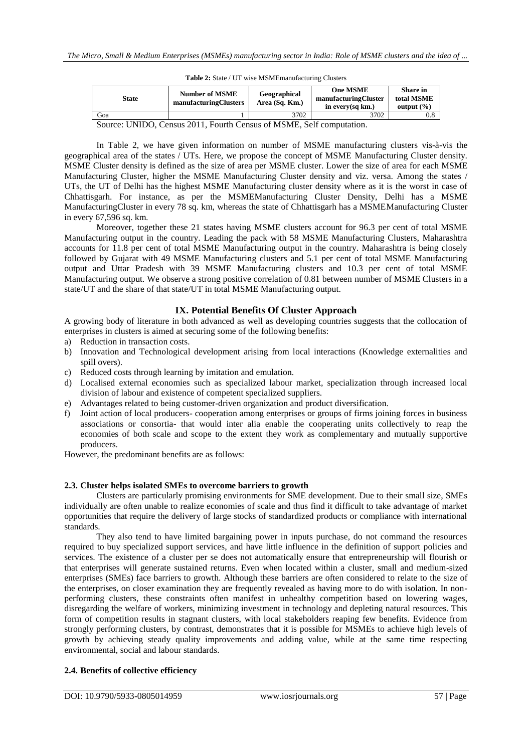**Table 2:** State / UT wise MSMEmanufacturing Clusters

| State | Number of MSME manufacturingClusters | Geographical Area (Sq. Km.) | One MSME manufacturingCluster in every(sq km.) | Share in total MSME output (%) |
|---|---|---|---|---|
| Goa | 1 | 3702 | 3702 | 0.8 |

Source: UNIDO, Census 2011, Fourth Census of MSME, Self computation.

In Table 2, we have given information on number of MSME manufacturing clusters vis-à-vis the geographical area of the states / UTs. Here, we propose the concept of MSME Manufacturing Cluster density. MSME Cluster density is defined as the size of area per MSME cluster. Lower the size of area for each MSME Manufacturing Cluster, higher the MSME Manufacturing Cluster density and viz. versa. Among the states / UTs, the UT of Delhi has the highest MSME Manufacturing cluster density where as it is the worst in case of Chhattisgarh. For instance, as per the MSMEManufacturing Cluster Density, Delhi has a MSME ManufacturingCluster in every 78 sq. km, whereas the state of Chhattisgarh has a MSMEManufacturing Cluster in every 67,596 sq. km.

Moreover, together these 21 states having MSME clusters account for 96.3 per cent of total MSME Manufacturing output in the country. Leading the pack with 58 MSME Manufacturing Clusters, Maharashtra accounts for 11.8 per cent of total MSME Manufacturing output in the country. Maharashtra is being closely followed by Gujarat with 49 MSME Manufacturing clusters and 5.1 per cent of total MSME Manufacturing output and Uttar Pradesh with 39 MSME Manufacturing clusters and 10.3 per cent of total MSME Manufacturing output. We observe a strong positive correlation of 0.81 between number of MSME Clusters in a state/UT and the share of that state/UT in total MSME Manufacturing output.

## IX. Potential Benefits Of Cluster Approach

A growing body of literature in both advanced as well as developing countries suggests that the collocation of enterprises in clusters is aimed at securing some of the following benefits:

a) Reduction in transaction costs.
b) Innovation and Technological development arising from local interactions (Knowledge externalities and spill overs).
c) Reduced costs through learning by imitation and emulation.
d) Localised external economies such as specialized labour market, specialization through increased local division of labour and existence of competent specialized suppliers.
e) Advantages related to being customer-driven organization and product diversification.
f) Joint action of local producers- cooperation among enterprises or groups of firms joining forces in business associations or consortia- that would inter alia enable the cooperating units collectively to reap the economies of both scale and scope to the extent they work as complementary and mutually supportive producers.

However, the predominant benefits are as follows:

### 2.3. Cluster helps isolated SMEs to overcome barriers to growth

Clusters are particularly promising environments for SME development. Due to their small size, SMEs individually are often unable to realize economies of scale and thus find it difficult to take advantage of market opportunities that require the delivery of large stocks of standardized products or compliance with international standards.

They also tend to have limited bargaining power in inputs purchase, do not command the resources required to buy specialized support services, and have little influence in the definition of support policies and services. The existence of a cluster per se does not automatically ensure that entrepreneurship will flourish or that enterprises will generate sustained returns. Even when located within a cluster, small and medium-sized enterprises (SMEs) face barriers to growth. Although these barriers are often considered to relate to the size of the enterprises, on closer examination they are frequently revealed as having more to do with isolation. In non-performing clusters, these constraints often manifest in unhealthy competition based on lowering wages, disregarding the welfare of workers, minimizing investment in technology and depleting natural resources. This form of competition results in stagnant clusters, with local stakeholders reaping few benefits. Evidence from strongly performing clusters, by contrast, demonstrates that it is possible for MSMEs to achieve high levels of growth by achieving steady quality improvements and adding value, while at the same time respecting environmental, social and labour standards.

### 2.4. Benefits of collective efficiency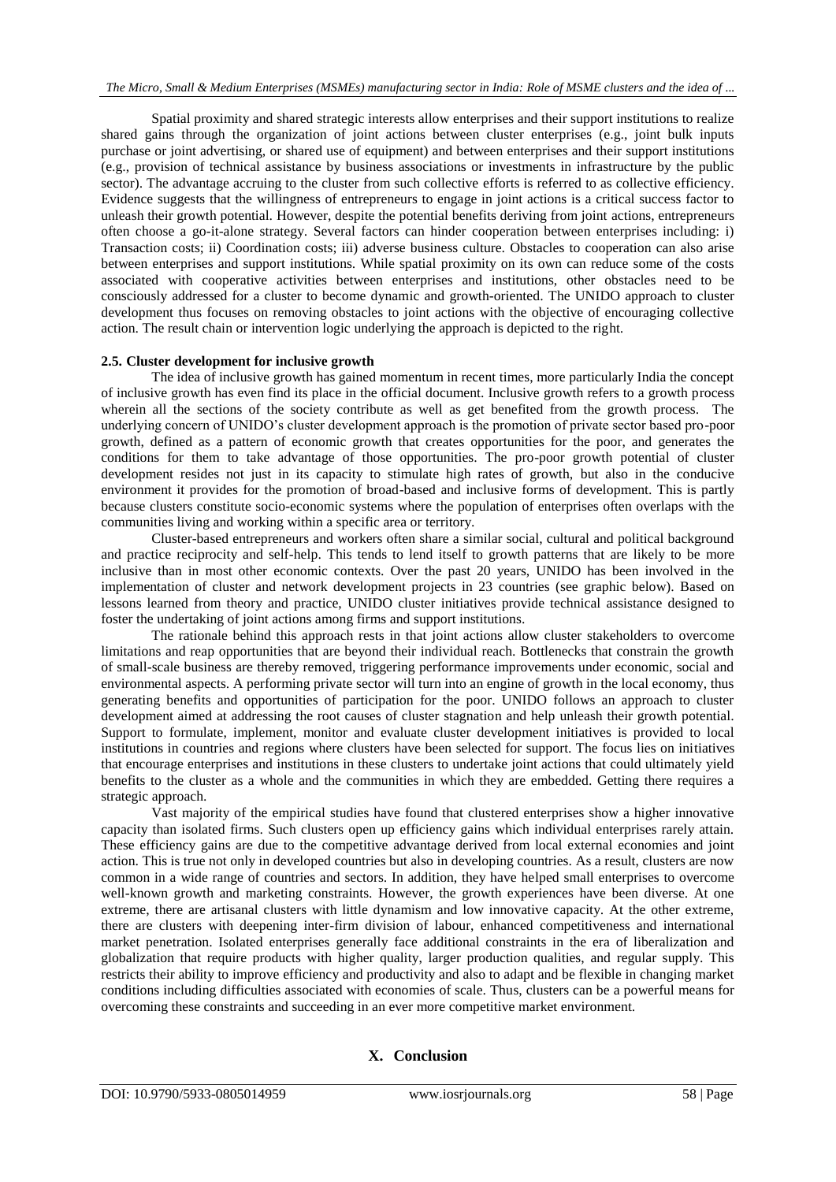Spatial proximity and shared strategic interests allow enterprises and their support institutions to realize shared gains through the organization of joint actions between cluster enterprises (e.g., joint bulk inputs purchase or joint advertising, or shared use of equipment) and between enterprises and their support institutions (e.g., provision of technical assistance by business associations or investments in infrastructure by the public sector). The advantage accruing to the cluster from such collective efforts is referred to as collective efficiency. Evidence suggests that the willingness of entrepreneurs to engage in joint actions is a critical success factor to unleash their growth potential. However, despite the potential benefits deriving from joint actions, entrepreneurs often choose a go-it-alone strategy. Several factors can hinder cooperation between enterprises including: i) Transaction costs; ii) Coordination costs; iii) adverse business culture. Obstacles to cooperation can also arise between enterprises and support institutions. While spatial proximity on its own can reduce some of the costs associated with cooperative activities between enterprises and institutions, other obstacles need to be consciously addressed for a cluster to become dynamic and growth-oriented. The UNIDO approach to cluster development thus focuses on removing obstacles to joint actions with the objective of encouraging collective action. The result chain or intervention logic underlying the approach is depicted to the right.

### 2.5. Cluster development for inclusive growth

The idea of inclusive growth has gained momentum in recent times, more particularly India the concept of inclusive growth has even find its place in the official document. Inclusive growth refers to a growth process wherein all the sections of the society contribute as well as get benefited from the growth process. The underlying concern of UNIDO's cluster development approach is the promotion of private sector based pro-poor growth, defined as a pattern of economic growth that creates opportunities for the poor, and generates the conditions for them to take advantage of those opportunities. The pro-poor growth potential of cluster development resides not just in its capacity to stimulate high rates of growth, but also in the conducive environment it provides for the promotion of broad-based and inclusive forms of development. This is partly because clusters constitute socio-economic systems where the population of enterprises often overlaps with the communities living and working within a specific area or territory.

Cluster-based entrepreneurs and workers often share a similar social, cultural and political background and practice reciprocity and self-help. This tends to lend itself to growth patterns that are likely to be more inclusive than in most other economic contexts. Over the past 20 years, UNIDO has been involved in the implementation of cluster and network development projects in 23 countries (see graphic below). Based on lessons learned from theory and practice, UNIDO cluster initiatives provide technical assistance designed to foster the undertaking of joint actions among firms and support institutions.

The rationale behind this approach rests in that joint actions allow cluster stakeholders to overcome limitations and reap opportunities that are beyond their individual reach. Bottlenecks that constrain the growth of small-scale business are thereby removed, triggering performance improvements under economic, social and environmental aspects. A performing private sector will turn into an engine of growth in the local economy, thus generating benefits and opportunities of participation for the poor. UNIDO follows an approach to cluster development aimed at addressing the root causes of cluster stagnation and help unleash their growth potential. Support to formulate, implement, monitor and evaluate cluster development initiatives is provided to local institutions in countries and regions where clusters have been selected for support. The focus lies on initiatives that encourage enterprises and institutions in these clusters to undertake joint actions that could ultimately yield benefits to the cluster as a whole and the communities in which they are embedded. Getting there requires a strategic approach.

Vast majority of the empirical studies have found that clustered enterprises show a higher innovative capacity than isolated firms. Such clusters open up efficiency gains which individual enterprises rarely attain. These efficiency gains are due to the competitive advantage derived from local external economies and joint action. This is true not only in developed countries but also in developing countries. As a result, clusters are now common in a wide range of countries and sectors. In addition, they have helped small enterprises to overcome well-known growth and marketing constraints. However, the growth experiences have been diverse. At one extreme, there are artisanal clusters with little dynamism and low innovative capacity. At the other extreme, there are clusters with deepening inter-firm division of labour, enhanced competitiveness and international market penetration. Isolated enterprises generally face additional constraints in the era of liberalization and globalization that require products with higher quality, larger production qualities, and regular supply. This restricts their ability to improve efficiency and productivity and also to adapt and be flexible in changing market conditions including difficulties associated with economies of scale. Thus, clusters can be a powerful means for overcoming these constraints and succeeding in an ever more competitive market environment.

## X. Conclusion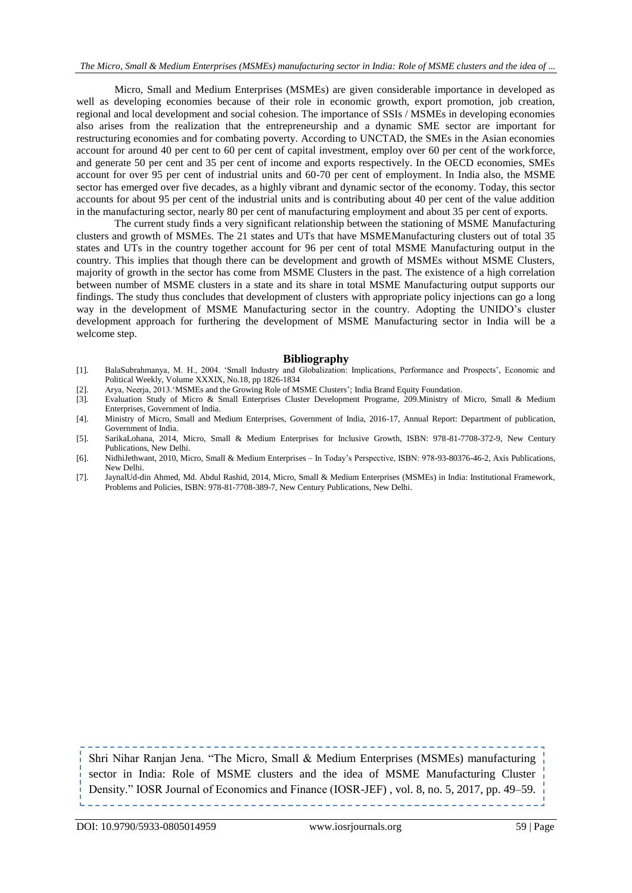Micro, Small and Medium Enterprises (MSMEs) are given considerable importance in developed as well as developing economies because of their role in economic growth, export promotion, job creation, regional and local development and social cohesion. The importance of SSIs / MSMEs in developing economies also arises from the realization that the entrepreneurship and a dynamic SME sector are important for restructuring economies and for combating poverty. According to UNCTAD, the SMEs in the Asian economies account for around 40 per cent to 60 per cent of capital investment, employ over 60 per cent of the workforce, and generate 50 per cent and 35 per cent of income and exports respectively. In the OECD economies, SMEs account for over 95 per cent of industrial units and 60-70 per cent of employment. In India also, the MSME sector has emerged over five decades, as a highly vibrant and dynamic sector of the economy. Today, this sector accounts for about 95 per cent of the industrial units and is contributing about 40 per cent of the value addition in the manufacturing sector, nearly 80 per cent of manufacturing employment and about 35 per cent of exports.

The current study finds a very significant relationship between the stationing of MSME Manufacturing clusters and growth of MSMEs. The 21 states and UTs that have MSMEManufacturing clusters out of total 35 states and UTs in the country together account for 96 per cent of total MSME Manufacturing output in the country. This implies that though there can be development and growth of MSMEs without MSME Clusters, majority of growth in the sector has come from MSME Clusters in the past. The existence of a high correlation between number of MSME clusters in a state and its share in total MSME Manufacturing output supports our findings. The study thus concludes that development of clusters with appropriate policy injections can go a long way in the development of MSME Manufacturing sector in the country. Adopting the UNIDO's cluster development approach for furthering the development of MSME Manufacturing sector in India will be a welcome step.

## Bibliography

[1]. BalaSubrahmanya, M. H., 2004. 'Small Industry and Globalization: Implications, Performance and Prospects', Economic and Political Weekly, Volume XXXIX, No.18, pp 1826-1834

[2]. Arya, Neerja, 2013.'MSMEs and the Growing Role of MSME Clusters'; India Brand Equity Foundation.

[3]. Evaluation Study of Micro & Small Enterprises Cluster Development Programe, 209.Ministry of Micro, Small & Medium Enterprises, Government of India.

[4]. Ministry of Micro, Small and Medium Enterprises, Government of India, 2016-17, Annual Report: Department of publication, Government of India.

[5]. SarikaLohana, 2014, Micro, Small & Medium Enterprises for Inclusive Growth, ISBN: 978-81-7708-372-9, New Century Publications, New Delhi.

[6]. NidhiJethwant, 2010, Micro, Small & Medium Enterprises – In Today's Perspective, ISBN: 978-93-80376-46-2, Axis Publications, New Delhi.

[7]. JaynalUd-din Ahmed, Md. Abdul Rashid, 2014, Micro, Small & Medium Enterprises (MSMEs) in India: Institutional Framework, Problems and Policies, ISBN: 978-81-7708-389-7, New Century Publications, New Delhi.

Shri Nihar Ranjan Jena. "The Micro, Small & Medium Enterprises (MSMEs) manufacturing sector in India: Role of MSME clusters and the idea of MSME Manufacturing Cluster Density." IOSR Journal of Economics and Finance (IOSR-JEF) , vol. 8, no. 5, 2017, pp. 49–59.